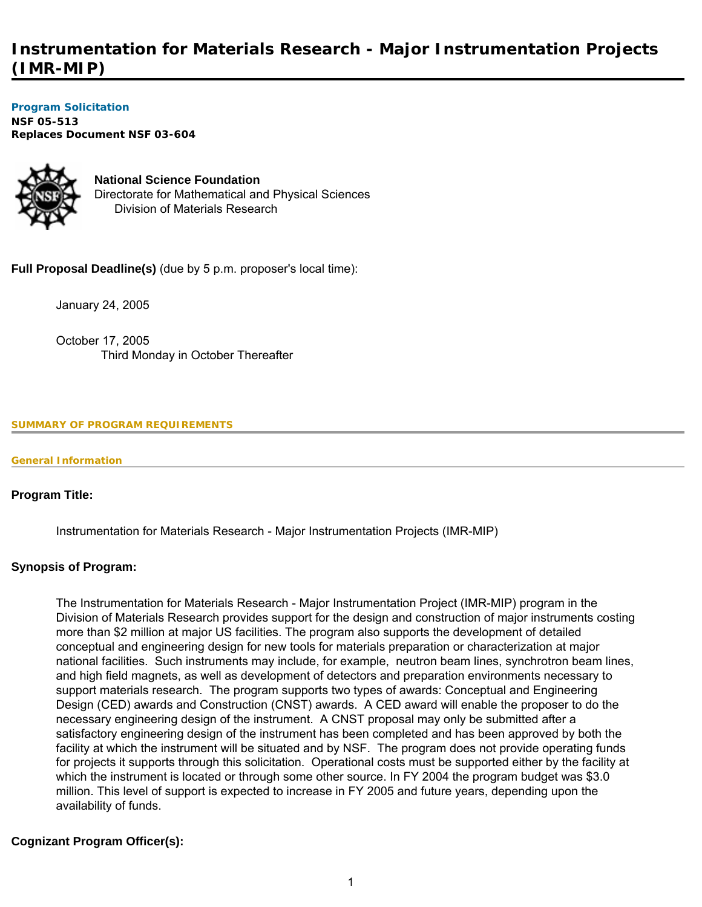# Instrumentation for Materials Research - Major Instrumentation Projects (IMR-MIP)

**Program Solicitation**
**NSF 05-513**
**Replaces Document NSF 03-604**

**National Science Foundation**
Directorate for Mathematical and Physical Sciences
Division of Materials Research

**Full Proposal Deadline(s)** (due by 5 p.m. proposer's local time):

January 24, 2005

October 17, 2005
Third Monday in October Thereafter

## SUMMARY OF PROGRAM REQUIREMENTS

### General Information

**Program Title:**

Instrumentation for Materials Research - Major Instrumentation Projects (IMR-MIP)

**Synopsis of Program:**

The Instrumentation for Materials Research - Major Instrumentation Project (IMR-MIP) program in the Division of Materials Research provides support for the design and construction of major instruments costing more than $2 million at major US facilities. The program also supports the development of detailed conceptual and engineering design for new tools for materials preparation or characterization at major national facilities. Such instruments may include, for example, neutron beam lines, synchrotron beam lines, and high field magnets, as well as development of detectors and preparation environments necessary to support materials research. The program supports two types of awards: Conceptual and Engineering Design (CED) awards and Construction (CNST) awards. A CED award will enable the proposer to do the necessary engineering design of the instrument. A CNST proposal may only be submitted after a satisfactory engineering design of the instrument has been completed and has been approved by both the facility at which the instrument will be situated and by NSF. The program does not provide operating funds for projects it supports through this solicitation. Operational costs must be supported either by the facility at which the instrument is located or through some other source. In FY 2004 the program budget was $3.0 million. This level of support is expected to increase in FY 2005 and future years, depending upon the availability of funds.

**Cognizant Program Officer(s):**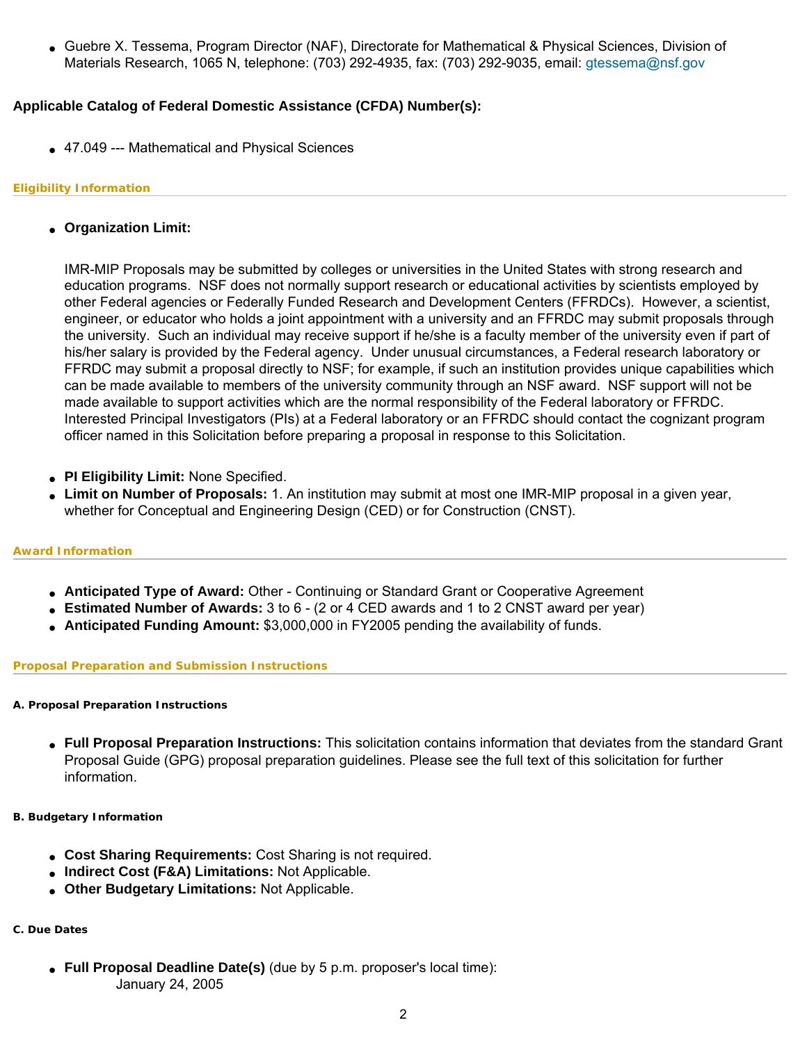- Guebre X. Tessema, Program Director (NAF), Directorate for Mathematical & Physical Sciences, Division of Materials Research, 1065 N, telephone: (703) 292-4935, fax: (703) 292-9035, email: gtessema@nsf.gov

**Applicable Catalog of Federal Domestic Assistance (CFDA) Number(s):**

- 47.049 --- Mathematical and Physical Sciences

#### Eligibility Information

- **Organization Limit:**

  IMR-MIP Proposals may be submitted by colleges or universities in the United States with strong research and education programs. NSF does not normally support research or educational activities by scientists employed by other Federal agencies or Federally Funded Research and Development Centers (FFRDCs). However, a scientist, engineer, or educator who holds a joint appointment with a university and an FFRDC may submit proposals through the university. Such an individual may receive support if he/she is a faculty member of the university even if part of his/her salary is provided by the Federal agency. Under unusual circumstances, a Federal research laboratory or FFRDC may submit a proposal directly to NSF; for example, if such an institution provides unique capabilities which can be made available to members of the university community through an NSF award. NSF support will not be made available to support activities which are the normal responsibility of the Federal laboratory or FFRDC. Interested Principal Investigators (PIs) at a Federal laboratory or an FFRDC should contact the cognizant program officer named in this Solicitation before preparing a proposal in response to this Solicitation.

- **PI Eligibility Limit:** None Specified.
- **Limit on Number of Proposals:** 1. An institution may submit at most one IMR-MIP proposal in a given year, whether for Conceptual and Engineering Design (CED) or for Construction (CNST).

#### Award Information

- **Anticipated Type of Award:** Other - Continuing or Standard Grant or Cooperative Agreement
- **Estimated Number of Awards:** 3 to 6 - (2 or 4 CED awards and 1 to 2 CNST award per year)
- **Anticipated Funding Amount:** $3,000,000 in FY2005 pending the availability of funds.

#### Proposal Preparation and Submission Instructions

##### A. Proposal Preparation Instructions

- **Full Proposal Preparation Instructions:** This solicitation contains information that deviates from the standard Grant Proposal Guide (GPG) proposal preparation guidelines. Please see the full text of this solicitation for further information.

##### B. Budgetary Information

- **Cost Sharing Requirements:** Cost Sharing is not required.
- **Indirect Cost (F&A) Limitations:** Not Applicable.
- **Other Budgetary Limitations:** Not Applicable.

##### C. Due Dates

- **Full Proposal Deadline Date(s)** (due by 5 p.m. proposer's local time):
  January 24, 2005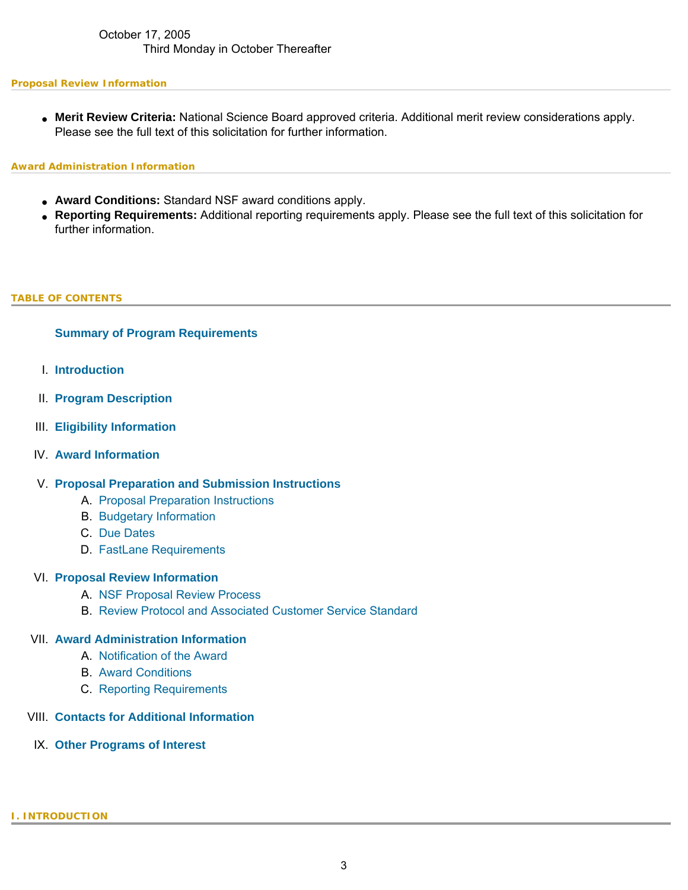October 17, 2005
Third Monday in October Thereafter

### Proposal Review Information

- **Merit Review Criteria:** National Science Board approved criteria. Additional merit review considerations apply. Please see the full text of this solicitation for further information.

### Award Administration Information

- **Award Conditions:** Standard NSF award conditions apply.
- **Reporting Requirements:** Additional reporting requirements apply. Please see the full text of this solicitation for further information.

## TABLE OF CONTENTS

**Summary of Program Requirements**

I. **Introduction**

II. **Program Description**

III. **Eligibility Information**

IV. **Award Information**

V. **Proposal Preparation and Submission Instructions**
   A. Proposal Preparation Instructions
   B. Budgetary Information
   C. Due Dates
   D. FastLane Requirements

VI. **Proposal Review Information**
   A. NSF Proposal Review Process
   B. Review Protocol and Associated Customer Service Standard

VII. **Award Administration Information**
   A. Notification of the Award
   B. Award Conditions
   C. Reporting Requirements

VIII. **Contacts for Additional Information**

IX. **Other Programs of Interest**

## I. INTRODUCTION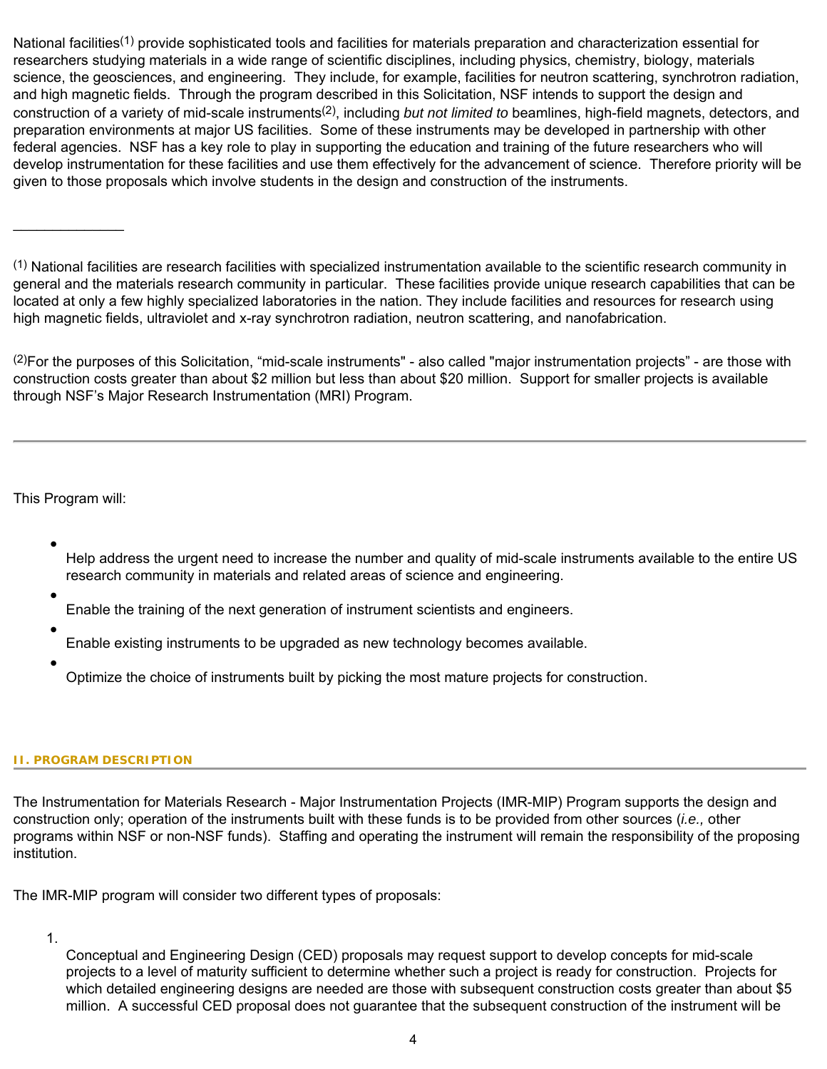National facilities[1] provide sophisticated tools and facilities for materials preparation and characterization essential for researchers studying materials in a wide range of scientific disciplines, including physics, chemistry, biology, materials science, the geosciences, and engineering. They include, for example, facilities for neutron scattering, synchrotron radiation, and high magnetic fields. Through the program described in this Solicitation, NSF intends to support the design and construction of a variety of mid-scale instruments[2], including *but not limited to* beamlines, high-field magnets, detectors, and preparation environments at major US facilities. Some of these instruments may be developed in partnership with other federal agencies. NSF has a key role to play in supporting the education and training of the future researchers who will develop instrumentation for these facilities and use them effectively for the advancement of science. Therefore priority will be given to those proposals which involve students in the design and construction of the instruments.

______________

[1] National facilities are research facilities with specialized instrumentation available to the scientific research community in general and the materials research community in particular. These facilities provide unique research capabilities that can be located at only a few highly specialized laboratories in the nation. They include facilities and resources for research using high magnetic fields, ultraviolet and x-ray synchrotron radiation, neutron scattering, and nanofabrication.

[2]For the purposes of this Solicitation, "mid-scale instruments" - also called "major instrumentation projects" - are those with construction costs greater than about $2 million but less than about $20 million. Support for smaller projects is available through NSF's Major Research Instrumentation (MRI) Program.

---

This Program will:

- Help address the urgent need to increase the number and quality of mid-scale instruments available to the entire US research community in materials and related areas of science and engineering.
- Enable the training of the next generation of instrument scientists and engineers.
- Enable existing instruments to be upgraded as new technology becomes available.
- Optimize the choice of instruments built by picking the most mature projects for construction.

## II. PROGRAM DESCRIPTION

The Instrumentation for Materials Research - Major Instrumentation Projects (IMR-MIP) Program supports the design and construction only; operation of the instruments built with these funds is to be provided from other sources (*i.e.,* other programs within NSF or non-NSF funds). Staffing and operating the instrument will remain the responsibility of the proposing institution.

The IMR-MIP program will consider two different types of proposals:

1. Conceptual and Engineering Design (CED) proposals may request support to develop concepts for mid-scale projects to a level of maturity sufficient to determine whether such a project is ready for construction. Projects for which detailed engineering designs are needed are those with subsequent construction costs greater than about $5 million. A successful CED proposal does not guarantee that the subsequent construction of the instrument will be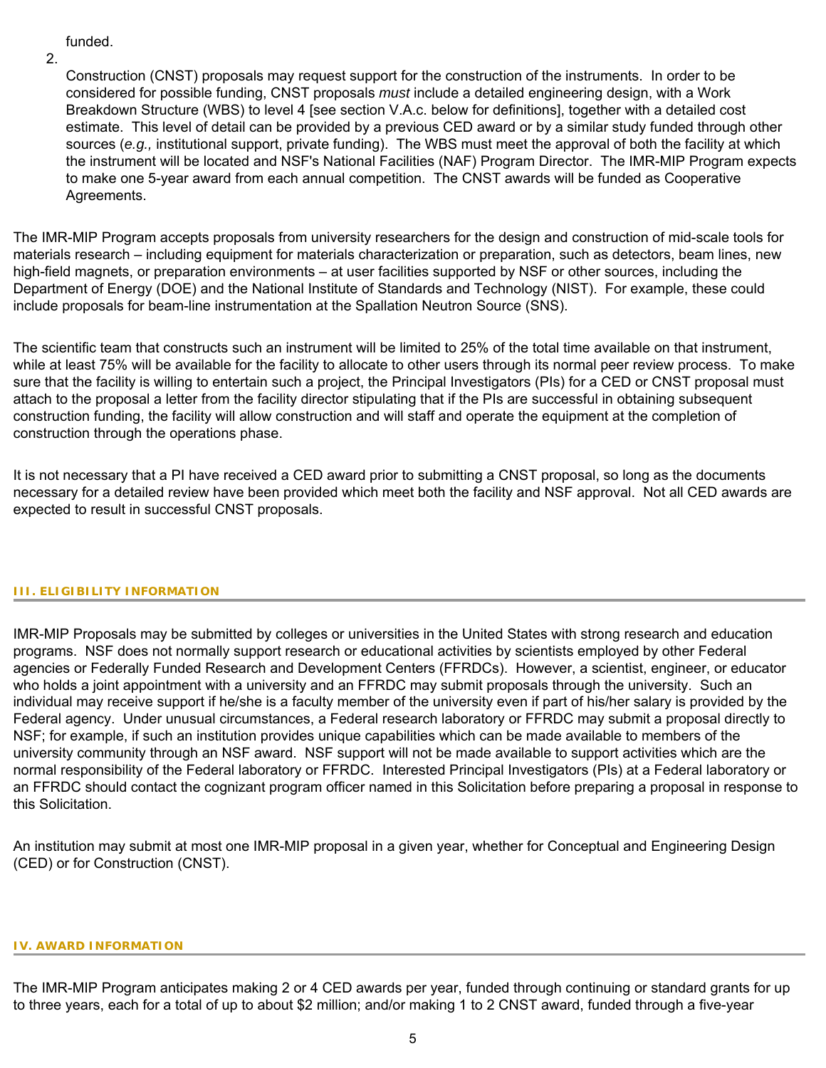funded.

2. Construction (CNST) proposals may request support for the construction of the instruments. In order to be considered for possible funding, CNST proposals *must* include a detailed engineering design, with a Work Breakdown Structure (WBS) to level 4 [see section V.A.c. below for definitions], together with a detailed cost estimate. This level of detail can be provided by a previous CED award or by a similar study funded through other sources (*e.g.,* institutional support, private funding). The WBS must meet the approval of both the facility at which the instrument will be located and NSF's National Facilities (NAF) Program Director. The IMR-MIP Program expects to make one 5-year award from each annual competition. The CNST awards will be funded as Cooperative Agreements.

The IMR-MIP Program accepts proposals from university researchers for the design and construction of mid-scale tools for materials research – including equipment for materials characterization or preparation, such as detectors, beam lines, new high-field magnets, or preparation environments – at user facilities supported by NSF or other sources, including the Department of Energy (DOE) and the National Institute of Standards and Technology (NIST). For example, these could include proposals for beam-line instrumentation at the Spallation Neutron Source (SNS).

The scientific team that constructs such an instrument will be limited to 25% of the total time available on that instrument, while at least 75% will be available for the facility to allocate to other users through its normal peer review process. To make sure that the facility is willing to entertain such a project, the Principal Investigators (PIs) for a CED or CNST proposal must attach to the proposal a letter from the facility director stipulating that if the PIs are successful in obtaining subsequent construction funding, the facility will allow construction and will staff and operate the equipment at the completion of construction through the operations phase.

It is not necessary that a PI have received a CED award prior to submitting a CNST proposal, so long as the documents necessary for a detailed review have been provided which meet both the facility and NSF approval. Not all CED awards are expected to result in successful CNST proposals.

## III. ELIGIBILITY INFORMATION

IMR-MIP Proposals may be submitted by colleges or universities in the United States with strong research and education programs. NSF does not normally support research or educational activities by scientists employed by other Federal agencies or Federally Funded Research and Development Centers (FFRDCs). However, a scientist, engineer, or educator who holds a joint appointment with a university and an FFRDC may submit proposals through the university. Such an individual may receive support if he/she is a faculty member of the university even if part of his/her salary is provided by the Federal agency. Under unusual circumstances, a Federal research laboratory or FFRDC may submit a proposal directly to NSF; for example, if such an institution provides unique capabilities which can be made available to members of the university community through an NSF award. NSF support will not be made available to support activities which are the normal responsibility of the Federal laboratory or FFRDC. Interested Principal Investigators (PIs) at a Federal laboratory or an FFRDC should contact the cognizant program officer named in this Solicitation before preparing a proposal in response to this Solicitation.

An institution may submit at most one IMR-MIP proposal in a given year, whether for Conceptual and Engineering Design (CED) or for Construction (CNST).

## IV. AWARD INFORMATION

The IMR-MIP Program anticipates making 2 or 4 CED awards per year, funded through continuing or standard grants for up to three years, each for a total of up to about $2 million; and/or making 1 to 2 CNST award, funded through a five-year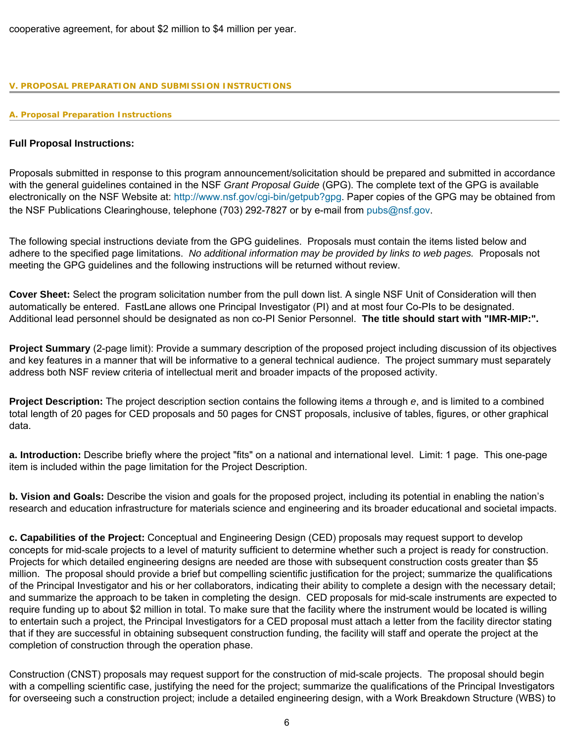cooperative agreement, for about $2 million to $4 million per year.

## V. PROPOSAL PREPARATION AND SUBMISSION INSTRUCTIONS

### A. Proposal Preparation Instructions

**Full Proposal Instructions:**

Proposals submitted in response to this program announcement/solicitation should be prepared and submitted in accordance with the general guidelines contained in the NSF *Grant Proposal Guide* (GPG). The complete text of the GPG is available electronically on the NSF Website at: http://www.nsf.gov/cgi-bin/getpub?gpg. Paper copies of the GPG may be obtained from the NSF Publications Clearinghouse, telephone (703) 292-7827 or by e-mail from pubs@nsf.gov.

The following special instructions deviate from the GPG guidelines. Proposals must contain the items listed below and adhere to the specified page limitations. *No additional information may be provided by links to web pages.* Proposals not meeting the GPG guidelines and the following instructions will be returned without review.

**Cover Sheet:** Select the program solicitation number from the pull down list. A single NSF Unit of Consideration will then automatically be entered. FastLane allows one Principal Investigator (PI) and at most four Co-PIs to be designated. Additional lead personnel should be designated as non co-PI Senior Personnel. **The title should start with "IMR-MIP:".**

**Project Summary** (2-page limit): Provide a summary description of the proposed project including discussion of its objectives and key features in a manner that will be informative to a general technical audience. The project summary must separately address both NSF review criteria of intellectual merit and broader impacts of the proposed activity.

**Project Description:** The project description section contains the following items *a* through *e*, and is limited to a combined total length of 20 pages for CED proposals and 50 pages for CNST proposals, inclusive of tables, figures, or other graphical data.

**a. Introduction:** Describe briefly where the project "fits" on a national and international level. Limit: 1 page. This one-page item is included within the page limitation for the Project Description.

**b. Vision and Goals:** Describe the vision and goals for the proposed project, including its potential in enabling the nation's research and education infrastructure for materials science and engineering and its broader educational and societal impacts.

**c. Capabilities of the Project:** Conceptual and Engineering Design (CED) proposals may request support to develop concepts for mid-scale projects to a level of maturity sufficient to determine whether such a project is ready for construction. Projects for which detailed engineering designs are needed are those with subsequent construction costs greater than $5 million. The proposal should provide a brief but compelling scientific justification for the project; summarize the qualifications of the Principal Investigator and his or her collaborators, indicating their ability to complete a design with the necessary detail; and summarize the approach to be taken in completing the design. CED proposals for mid-scale instruments are expected to require funding up to about $2 million in total. To make sure that the facility where the instrument would be located is willing to entertain such a project, the Principal Investigators for a CED proposal must attach a letter from the facility director stating that if they are successful in obtaining subsequent construction funding, the facility will staff and operate the project at the completion of construction through the operation phase.

Construction (CNST) proposals may request support for the construction of mid-scale projects. The proposal should begin with a compelling scientific case, justifying the need for the project; summarize the qualifications of the Principal Investigators for overseeing such a construction project; include a detailed engineering design, with a Work Breakdown Structure (WBS) to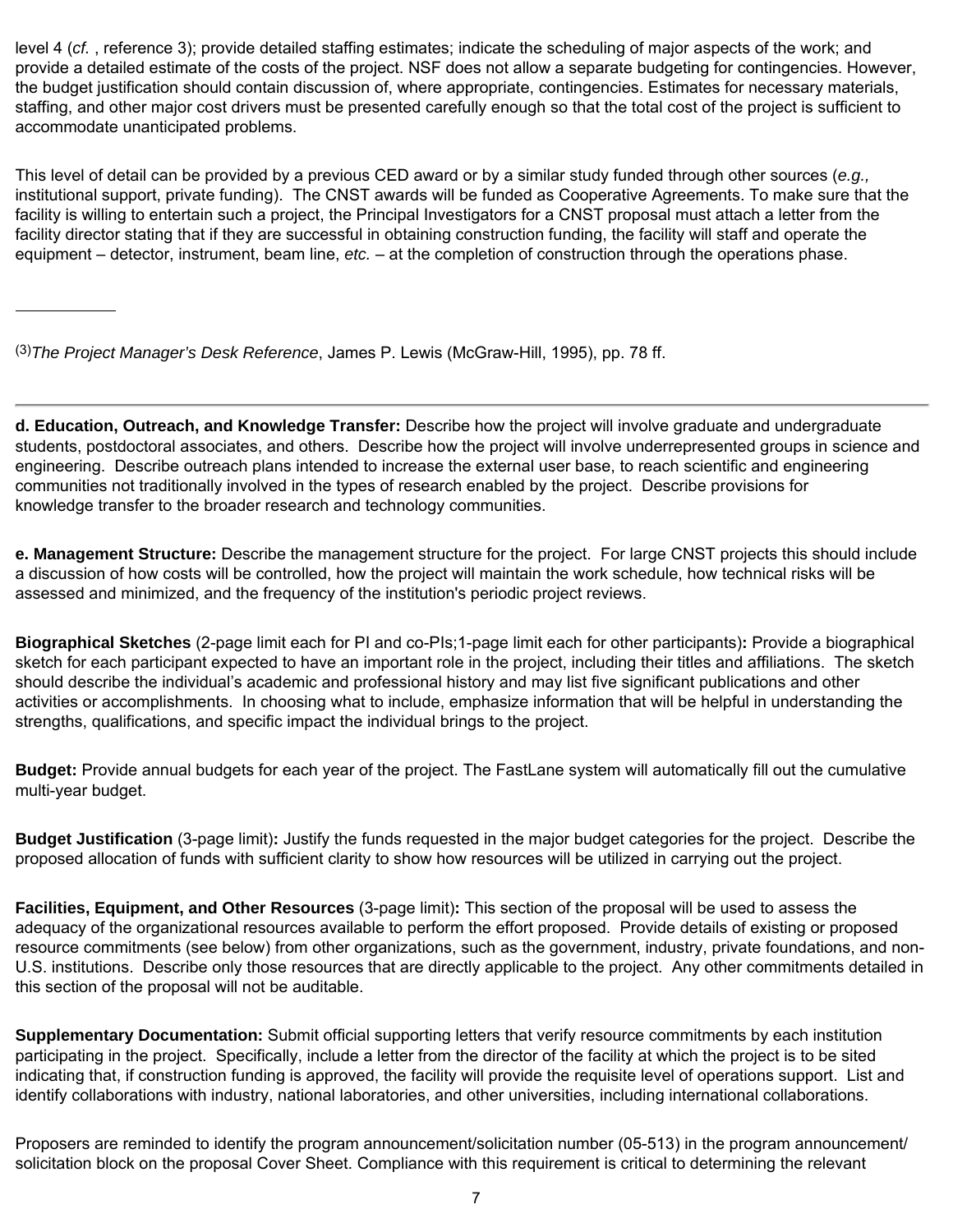level 4 (*cf.* , reference 3); provide detailed staffing estimates; indicate the scheduling of major aspects of the work; and provide a detailed estimate of the costs of the project. NSF does not allow a separate budgeting for contingencies. However, the budget justification should contain discussion of, where appropriate, contingencies. Estimates for necessary materials, staffing, and other major cost drivers must be presented carefully enough so that the total cost of the project is sufficient to accommodate unanticipated problems.

This level of detail can be provided by a previous CED award or by a similar study funded through other sources (*e.g.,* institutional support, private funding). The CNST awards will be funded as Cooperative Agreements. To make sure that the facility is willing to entertain such a project, the Principal Investigators for a CNST proposal must attach a letter from the facility director stating that if they are successful in obtaining construction funding, the facility will staff and operate the equipment – detector, instrument, beam line, *etc.* – at the completion of construction through the operations phase.

---

(3)*The Project Manager's Desk Reference*, James P. Lewis (McGraw-Hill, 1995), pp. 78 ff.

---

**d. Education, Outreach, and Knowledge Transfer:** Describe how the project will involve graduate and undergraduate students, postdoctoral associates, and others. Describe how the project will involve underrepresented groups in science and engineering. Describe outreach plans intended to increase the external user base, to reach scientific and engineering communities not traditionally involved in the types of research enabled by the project. Describe provisions for knowledge transfer to the broader research and technology communities.

**e. Management Structure:** Describe the management structure for the project. For large CNST projects this should include a discussion of how costs will be controlled, how the project will maintain the work schedule, how technical risks will be assessed and minimized, and the frequency of the institution's periodic project reviews.

**Biographical Sketches** (2-page limit each for PI and co-PIs;1-page limit each for other participants)**:** Provide a biographical sketch for each participant expected to have an important role in the project, including their titles and affiliations. The sketch should describe the individual's academic and professional history and may list five significant publications and other activities or accomplishments. In choosing what to include, emphasize information that will be helpful in understanding the strengths, qualifications, and specific impact the individual brings to the project.

**Budget:** Provide annual budgets for each year of the project. The FastLane system will automatically fill out the cumulative multi-year budget.

**Budget Justification** (3-page limit)**:** Justify the funds requested in the major budget categories for the project. Describe the proposed allocation of funds with sufficient clarity to show how resources will be utilized in carrying out the project.

**Facilities, Equipment, and Other Resources** (3-page limit)**:** This section of the proposal will be used to assess the adequacy of the organizational resources available to perform the effort proposed. Provide details of existing or proposed resource commitments (see below) from other organizations, such as the government, industry, private foundations, and non-U.S. institutions. Describe only those resources that are directly applicable to the project. Any other commitments detailed in this section of the proposal will not be auditable.

**Supplementary Documentation:** Submit official supporting letters that verify resource commitments by each institution participating in the project. Specifically, include a letter from the director of the facility at which the project is to be sited indicating that, if construction funding is approved, the facility will provide the requisite level of operations support. List and identify collaborations with industry, national laboratories, and other universities, including international collaborations.

Proposers are reminded to identify the program announcement/solicitation number (05-513) in the program announcement/ solicitation block on the proposal Cover Sheet. Compliance with this requirement is critical to determining the relevant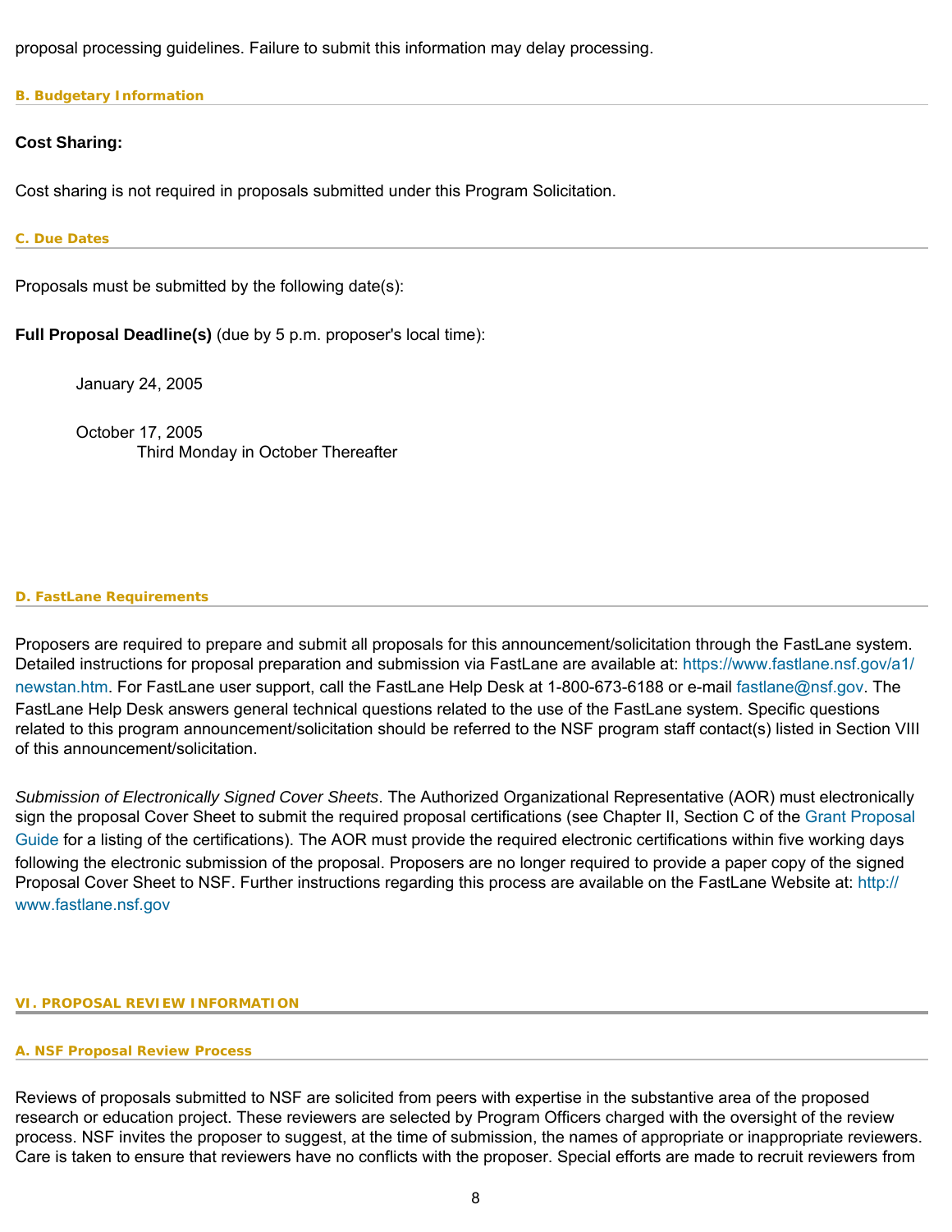proposal processing guidelines. Failure to submit this information may delay processing.

### B. Budgetary Information

**Cost Sharing:**

Cost sharing is not required in proposals submitted under this Program Solicitation.

### C. Due Dates

Proposals must be submitted by the following date(s):

**Full Proposal Deadline(s)** (due by 5 p.m. proposer's local time):

January 24, 2005

October 17, 2005
Third Monday in October Thereafter

### D. FastLane Requirements

Proposers are required to prepare and submit all proposals for this announcement/solicitation through the FastLane system. Detailed instructions for proposal preparation and submission via FastLane are available at: https://www.fastlane.nsf.gov/a1/newstan.htm. For FastLane user support, call the FastLane Help Desk at 1-800-673-6188 or e-mail fastlane@nsf.gov. The FastLane Help Desk answers general technical questions related to the use of the FastLane system. Specific questions related to this program announcement/solicitation should be referred to the NSF program staff contact(s) listed in Section VIII of this announcement/solicitation.

*Submission of Electronically Signed Cover Sheets*. The Authorized Organizational Representative (AOR) must electronically sign the proposal Cover Sheet to submit the required proposal certifications (see Chapter II, Section C of the Grant Proposal Guide for a listing of the certifications). The AOR must provide the required electronic certifications within five working days following the electronic submission of the proposal. Proposers are no longer required to provide a paper copy of the signed Proposal Cover Sheet to NSF. Further instructions regarding this process are available on the FastLane Website at: http://www.fastlane.nsf.gov

## VI. PROPOSAL REVIEW INFORMATION

### A. NSF Proposal Review Process

Reviews of proposals submitted to NSF are solicited from peers with expertise in the substantive area of the proposed research or education project. These reviewers are selected by Program Officers charged with the oversight of the review process. NSF invites the proposer to suggest, at the time of submission, the names of appropriate or inappropriate reviewers. Care is taken to ensure that reviewers have no conflicts with the proposer. Special efforts are made to recruit reviewers from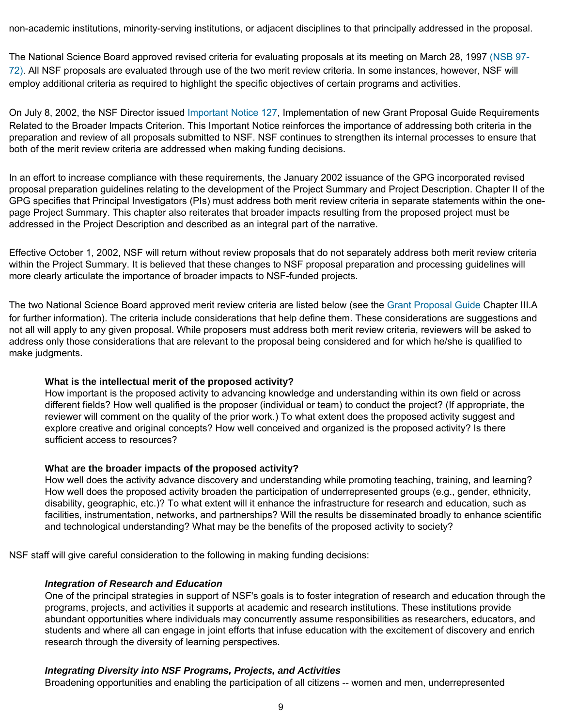non-academic institutions, minority-serving institutions, or adjacent disciplines to that principally addressed in the proposal.

The National Science Board approved revised criteria for evaluating proposals at its meeting on March 28, 1997 (NSB 97-72). All NSF proposals are evaluated through use of the two merit review criteria. In some instances, however, NSF will employ additional criteria as required to highlight the specific objectives of certain programs and activities.

On July 8, 2002, the NSF Director issued Important Notice 127, Implementation of new Grant Proposal Guide Requirements Related to the Broader Impacts Criterion. This Important Notice reinforces the importance of addressing both criteria in the preparation and review of all proposals submitted to NSF. NSF continues to strengthen its internal processes to ensure that both of the merit review criteria are addressed when making funding decisions.

In an effort to increase compliance with these requirements, the January 2002 issuance of the GPG incorporated revised proposal preparation guidelines relating to the development of the Project Summary and Project Description. Chapter II of the GPG specifies that Principal Investigators (PIs) must address both merit review criteria in separate statements within the one-page Project Summary. This chapter also reiterates that broader impacts resulting from the proposed project must be addressed in the Project Description and described as an integral part of the narrative.

Effective October 1, 2002, NSF will return without review proposals that do not separately address both merit review criteria within the Project Summary. It is believed that these changes to NSF proposal preparation and processing guidelines will more clearly articulate the importance of broader impacts to NSF-funded projects.

The two National Science Board approved merit review criteria are listed below (see the Grant Proposal Guide Chapter III.A for further information). The criteria include considerations that help define them. These considerations are suggestions and not all will apply to any given proposal. While proposers must address both merit review criteria, reviewers will be asked to address only those considerations that are relevant to the proposal being considered and for which he/she is qualified to make judgments.

> **What is the intellectual merit of the proposed activity?**
> How important is the proposed activity to advancing knowledge and understanding within its own field or across different fields? How well qualified is the proposer (individual or team) to conduct the project? (If appropriate, the reviewer will comment on the quality of the prior work.) To what extent does the proposed activity suggest and explore creative and original concepts? How well conceived and organized is the proposed activity? Is there sufficient access to resources?
>
> **What are the broader impacts of the proposed activity?**
> How well does the activity advance discovery and understanding while promoting teaching, training, and learning? How well does the proposed activity broaden the participation of underrepresented groups (e.g., gender, ethnicity, disability, geographic, etc.)? To what extent will it enhance the infrastructure for research and education, such as facilities, instrumentation, networks, and partnerships? Will the results be disseminated broadly to enhance scientific and technological understanding? What may be the benefits of the proposed activity to society?

NSF staff will give careful consideration to the following in making funding decisions:

> ***Integration of Research and Education***
> One of the principal strategies in support of NSF's goals is to foster integration of research and education through the programs, projects, and activities it supports at academic and research institutions. These institutions provide abundant opportunities where individuals may concurrently assume responsibilities as researchers, educators, and students and where all can engage in joint efforts that infuse education with the excitement of discovery and enrich research through the diversity of learning perspectives.
>
> ***Integrating Diversity into NSF Programs, Projects, and Activities***
> Broadening opportunities and enabling the participation of all citizens -- women and men, underrepresented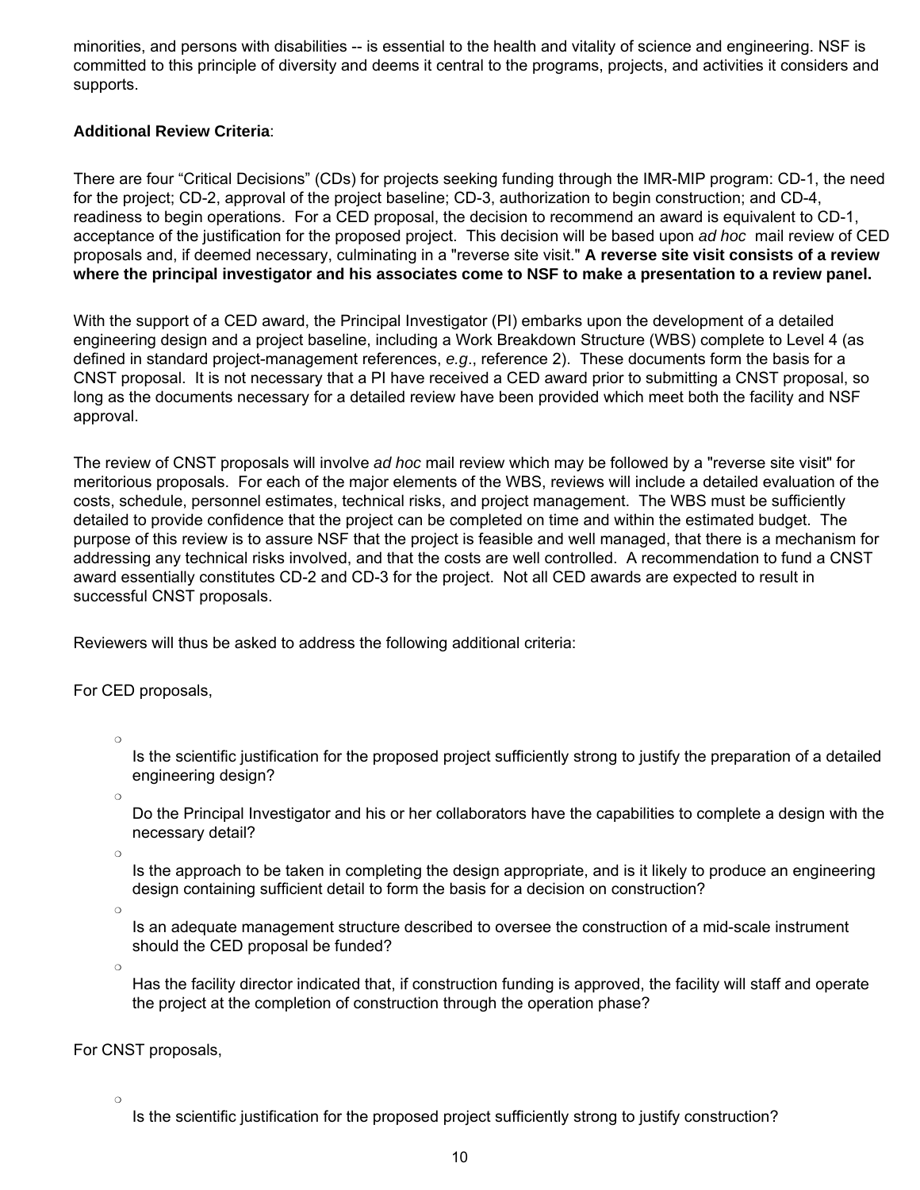minorities, and persons with disabilities -- is essential to the health and vitality of science and engineering. NSF is committed to this principle of diversity and deems it central to the programs, projects, and activities it considers and supports.

**Additional Review Criteria**:

There are four "Critical Decisions" (CDs) for projects seeking funding through the IMR-MIP program: CD-1, the need for the project; CD-2, approval of the project baseline; CD-3, authorization to begin construction; and CD-4, readiness to begin operations. For a CED proposal, the decision to recommend an award is equivalent to CD-1, acceptance of the justification for the proposed project. This decision will be based upon *ad hoc* mail review of CED proposals and, if deemed necessary, culminating in a "reverse site visit." **A reverse site visit consists of a review where the principal investigator and his associates come to NSF to make a presentation to a review panel.**

With the support of a CED award, the Principal Investigator (PI) embarks upon the development of a detailed engineering design and a project baseline, including a Work Breakdown Structure (WBS) complete to Level 4 (as defined in standard project-management references, *e.g*., reference 2). These documents form the basis for a CNST proposal. It is not necessary that a PI have received a CED award prior to submitting a CNST proposal, so long as the documents necessary for a detailed review have been provided which meet both the facility and NSF approval.

The review of CNST proposals will involve *ad hoc* mail review which may be followed by a "reverse site visit" for meritorious proposals. For each of the major elements of the WBS, reviews will include a detailed evaluation of the costs, schedule, personnel estimates, technical risks, and project management. The WBS must be sufficiently detailed to provide confidence that the project can be completed on time and within the estimated budget. The purpose of this review is to assure NSF that the project is feasible and well managed, that there is a mechanism for addressing any technical risks involved, and that the costs are well controlled. A recommendation to fund a CNST award essentially constitutes CD-2 and CD-3 for the project. Not all CED awards are expected to result in successful CNST proposals.

Reviewers will thus be asked to address the following additional criteria:

For CED proposals,

- Is the scientific justification for the proposed project sufficiently strong to justify the preparation of a detailed engineering design?
- Do the Principal Investigator and his or her collaborators have the capabilities to complete a design with the necessary detail?
- Is the approach to be taken in completing the design appropriate, and is it likely to produce an engineering design containing sufficient detail to form the basis for a decision on construction?
- Is an adequate management structure described to oversee the construction of a mid-scale instrument should the CED proposal be funded?
- Has the facility director indicated that, if construction funding is approved, the facility will staff and operate the project at the completion of construction through the operation phase?

For CNST proposals,

- Is the scientific justification for the proposed project sufficiently strong to justify construction?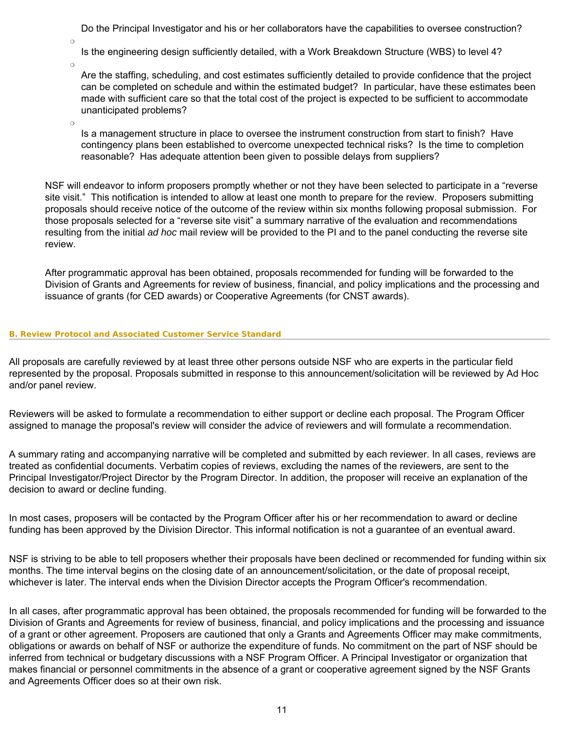- Do the Principal Investigator and his or her collaborators have the capabilities to oversee construction?
- Is the engineering design sufficiently detailed, with a Work Breakdown Structure (WBS) to level 4?
- Are the staffing, scheduling, and cost estimates sufficiently detailed to provide confidence that the project can be completed on schedule and within the estimated budget? In particular, have these estimates been made with sufficient care so that the total cost of the project is expected to be sufficient to accommodate unanticipated problems?
- Is a management structure in place to oversee the instrument construction from start to finish? Have contingency plans been established to overcome unexpected technical risks? Is the time to completion reasonable? Has adequate attention been given to possible delays from suppliers?

NSF will endeavor to inform proposers promptly whether or not they have been selected to participate in a "reverse site visit." This notification is intended to allow at least one month to prepare for the review. Proposers submitting proposals should receive notice of the outcome of the review within six months following proposal submission. For those proposals selected for a "reverse site visit" a summary narrative of the evaluation and recommendations resulting from the initial *ad hoc* mail review will be provided to the PI and to the panel conducting the reverse site review.

After programmatic approval has been obtained, proposals recommended for funding will be forwarded to the Division of Grants and Agreements for review of business, financial, and policy implications and the processing and issuance of grants (for CED awards) or Cooperative Agreements (for CNST awards).

### B. Review Protocol and Associated Customer Service Standard

All proposals are carefully reviewed by at least three other persons outside NSF who are experts in the particular field represented by the proposal. Proposals submitted in response to this announcement/solicitation will be reviewed by Ad Hoc and/or panel review.

Reviewers will be asked to formulate a recommendation to either support or decline each proposal. The Program Officer assigned to manage the proposal's review will consider the advice of reviewers and will formulate a recommendation.

A summary rating and accompanying narrative will be completed and submitted by each reviewer. In all cases, reviews are treated as confidential documents. Verbatim copies of reviews, excluding the names of the reviewers, are sent to the Principal Investigator/Project Director by the Program Director. In addition, the proposer will receive an explanation of the decision to award or decline funding.

In most cases, proposers will be contacted by the Program Officer after his or her recommendation to award or decline funding has been approved by the Division Director. This informal notification is not a guarantee of an eventual award.

NSF is striving to be able to tell proposers whether their proposals have been declined or recommended for funding within six months. The time interval begins on the closing date of an announcement/solicitation, or the date of proposal receipt, whichever is later. The interval ends when the Division Director accepts the Program Officer's recommendation.

In all cases, after programmatic approval has been obtained, the proposals recommended for funding will be forwarded to the Division of Grants and Agreements for review of business, financial, and policy implications and the processing and issuance of a grant or other agreement. Proposers are cautioned that only a Grants and Agreements Officer may make commitments, obligations or awards on behalf of NSF or authorize the expenditure of funds. No commitment on the part of NSF should be inferred from technical or budgetary discussions with a NSF Program Officer. A Principal Investigator or organization that makes financial or personnel commitments in the absence of a grant or cooperative agreement signed by the NSF Grants and Agreements Officer does so at their own risk.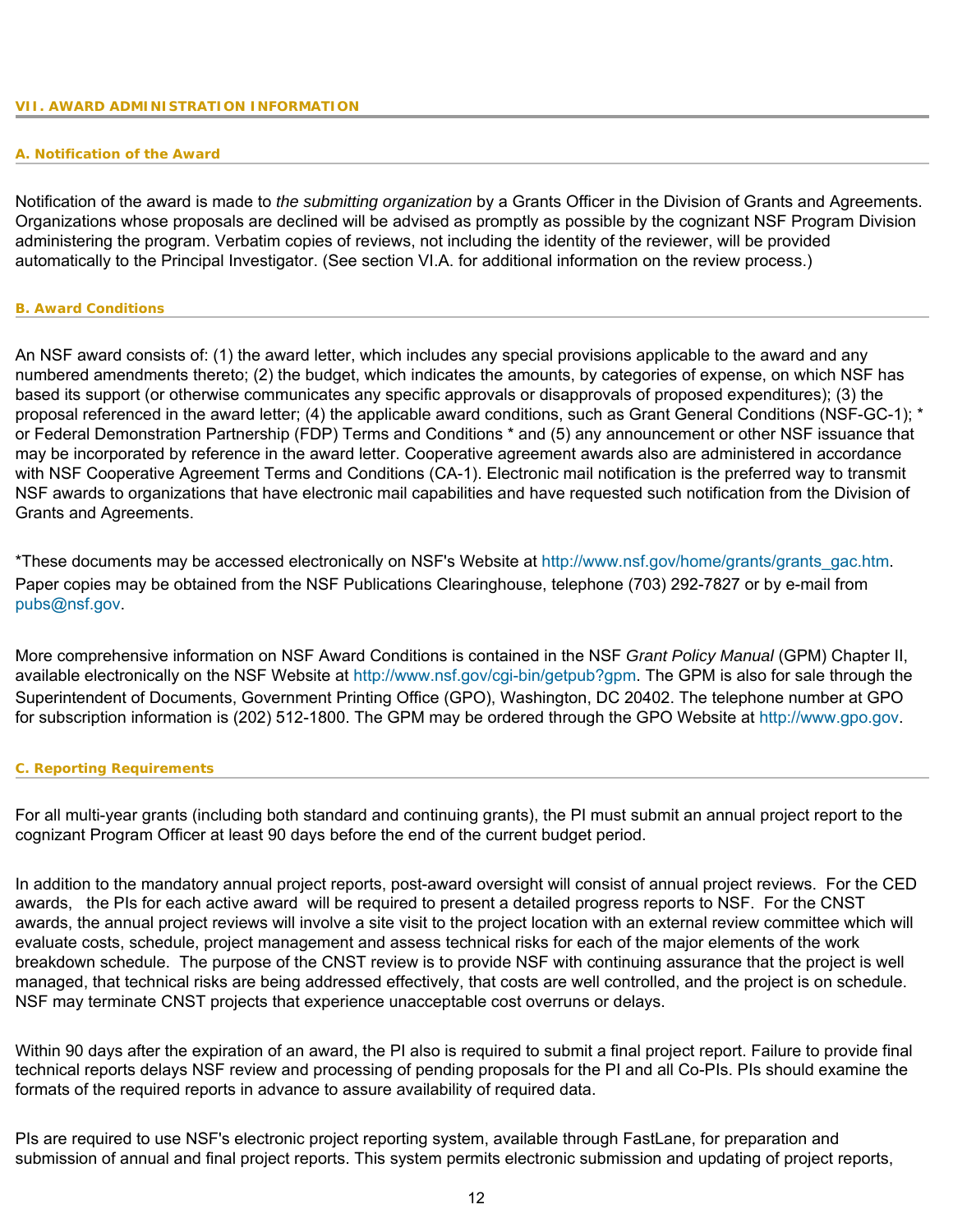## VII. AWARD ADMINISTRATION INFORMATION

### A. Notification of the Award

Notification of the award is made to *the submitting organization* by a Grants Officer in the Division of Grants and Agreements. Organizations whose proposals are declined will be advised as promptly as possible by the cognizant NSF Program Division administering the program. Verbatim copies of reviews, not including the identity of the reviewer, will be provided automatically to the Principal Investigator. (See section VI.A. for additional information on the review process.)

### B. Award Conditions

An NSF award consists of: (1) the award letter, which includes any special provisions applicable to the award and any numbered amendments thereto; (2) the budget, which indicates the amounts, by categories of expense, on which NSF has based its support (or otherwise communicates any specific approvals or disapprovals of proposed expenditures); (3) the proposal referenced in the award letter; (4) the applicable award conditions, such as Grant General Conditions (NSF-GC-1); * or Federal Demonstration Partnership (FDP) Terms and Conditions * and (5) any announcement or other NSF issuance that may be incorporated by reference in the award letter. Cooperative agreement awards also are administered in accordance with NSF Cooperative Agreement Terms and Conditions (CA-1). Electronic mail notification is the preferred way to transmit NSF awards to organizations that have electronic mail capabilities and have requested such notification from the Division of Grants and Agreements.

*These documents may be accessed electronically on NSF's Website at http://www.nsf.gov/home/grants/grants_gac.htm. Paper copies may be obtained from the NSF Publications Clearinghouse, telephone (703) 292-7827 or by e-mail from pubs@nsf.gov.

More comprehensive information on NSF Award Conditions is contained in the NSF *Grant Policy Manual* (GPM) Chapter II, available electronically on the NSF Website at http://www.nsf.gov/cgi-bin/getpub?gpm. The GPM is also for sale through the Superintendent of Documents, Government Printing Office (GPO), Washington, DC 20402. The telephone number at GPO for subscription information is (202) 512-1800. The GPM may be ordered through the GPO Website at http://www.gpo.gov.

### C. Reporting Requirements

For all multi-year grants (including both standard and continuing grants), the PI must submit an annual project report to the cognizant Program Officer at least 90 days before the end of the current budget period.

In addition to the mandatory annual project reports, post-award oversight will consist of annual project reviews. For the CED awards, the PIs for each active award will be required to present a detailed progress reports to NSF. For the CNST awards, the annual project reviews will involve a site visit to the project location with an external review committee which will evaluate costs, schedule, project management and assess technical risks for each of the major elements of the work breakdown schedule. The purpose of the CNST review is to provide NSF with continuing assurance that the project is well managed, that technical risks are being addressed effectively, that costs are well controlled, and the project is on schedule. NSF may terminate CNST projects that experience unacceptable cost overruns or delays.

Within 90 days after the expiration of an award, the PI also is required to submit a final project report. Failure to provide final technical reports delays NSF review and processing of pending proposals for the PI and all Co-PIs. PIs should examine the formats of the required reports in advance to assure availability of required data.

PIs are required to use NSF's electronic project reporting system, available through FastLane, for preparation and submission of annual and final project reports. This system permits electronic submission and updating of project reports,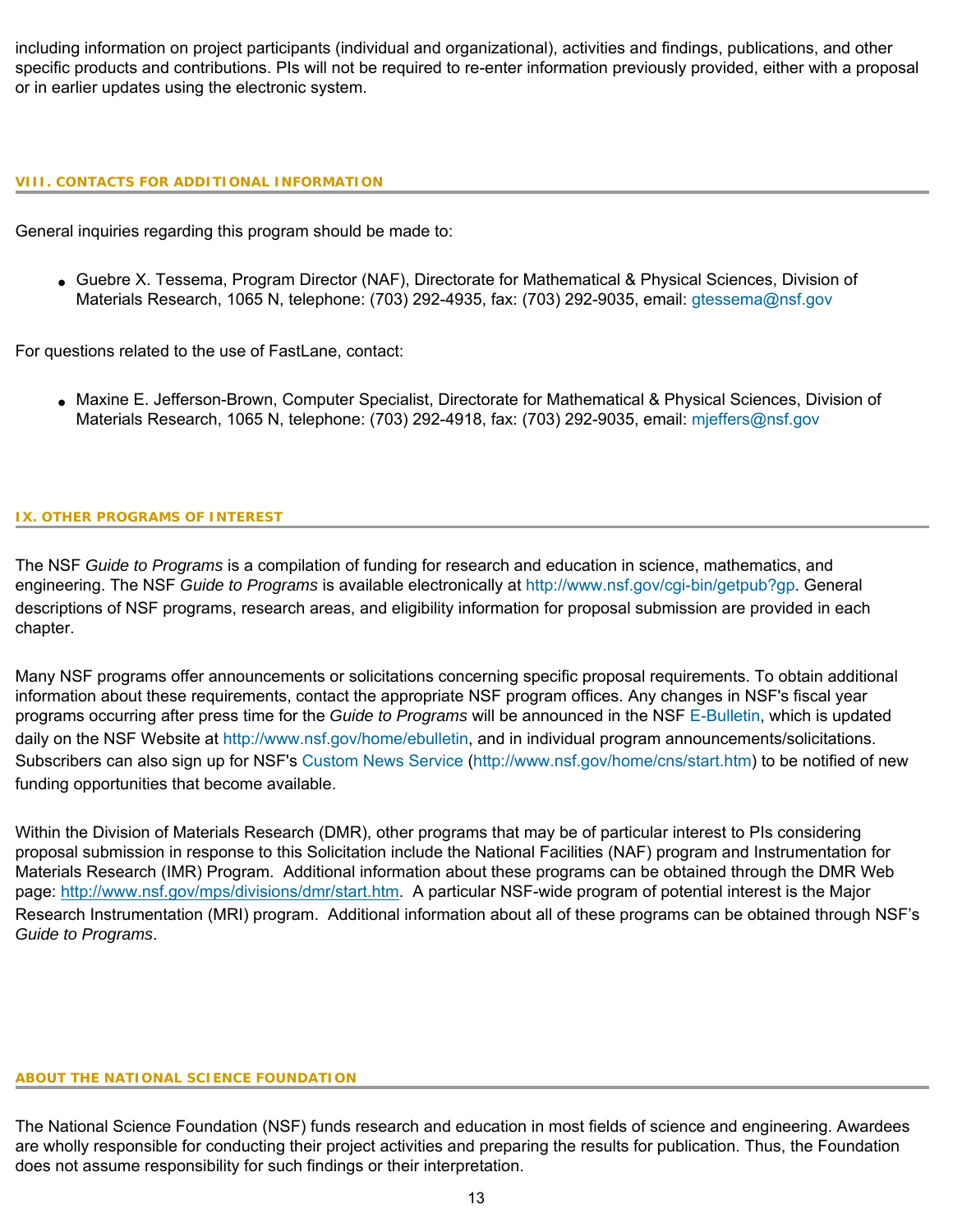including information on project participants (individual and organizational), activities and findings, publications, and other specific products and contributions. PIs will not be required to re-enter information previously provided, either with a proposal or in earlier updates using the electronic system.

## VIII. CONTACTS FOR ADDITIONAL INFORMATION

General inquiries regarding this program should be made to:

- Guebre X. Tessema, Program Director (NAF), Directorate for Mathematical & Physical Sciences, Division of Materials Research, 1065 N, telephone: (703) 292-4935, fax: (703) 292-9035, email: gtessema@nsf.gov

For questions related to the use of FastLane, contact:

- Maxine E. Jefferson-Brown, Computer Specialist, Directorate for Mathematical & Physical Sciences, Division of Materials Research, 1065 N, telephone: (703) 292-4918, fax: (703) 292-9035, email: mjeffers@nsf.gov

## IX. OTHER PROGRAMS OF INTEREST

The NSF *Guide to Programs* is a compilation of funding for research and education in science, mathematics, and engineering. The NSF *Guide to Programs* is available electronically at http://www.nsf.gov/cgi-bin/getpub?gp. General descriptions of NSF programs, research areas, and eligibility information for proposal submission are provided in each chapter.

Many NSF programs offer announcements or solicitations concerning specific proposal requirements. To obtain additional information about these requirements, contact the appropriate NSF program offices. Any changes in NSF's fiscal year programs occurring after press time for the *Guide to Programs* will be announced in the NSF E-Bulletin, which is updated daily on the NSF Website at http://www.nsf.gov/home/ebulletin, and in individual program announcements/solicitations. Subscribers can also sign up for NSF's Custom News Service (http://www.nsf.gov/home/cns/start.htm) to be notified of new funding opportunities that become available.

Within the Division of Materials Research (DMR), other programs that may be of particular interest to PIs considering proposal submission in response to this Solicitation include the National Facilities (NAF) program and Instrumentation for Materials Research (IMR) Program. Additional information about these programs can be obtained through the DMR Web page: http://www.nsf.gov/mps/divisions/dmr/start.htm. A particular NSF-wide program of potential interest is the Major Research Instrumentation (MRI) program. Additional information about all of these programs can be obtained through NSF's *Guide to Programs*.

## ABOUT THE NATIONAL SCIENCE FOUNDATION

The National Science Foundation (NSF) funds research and education in most fields of science and engineering. Awardees are wholly responsible for conducting their project activities and preparing the results for publication. Thus, the Foundation does not assume responsibility for such findings or their interpretation.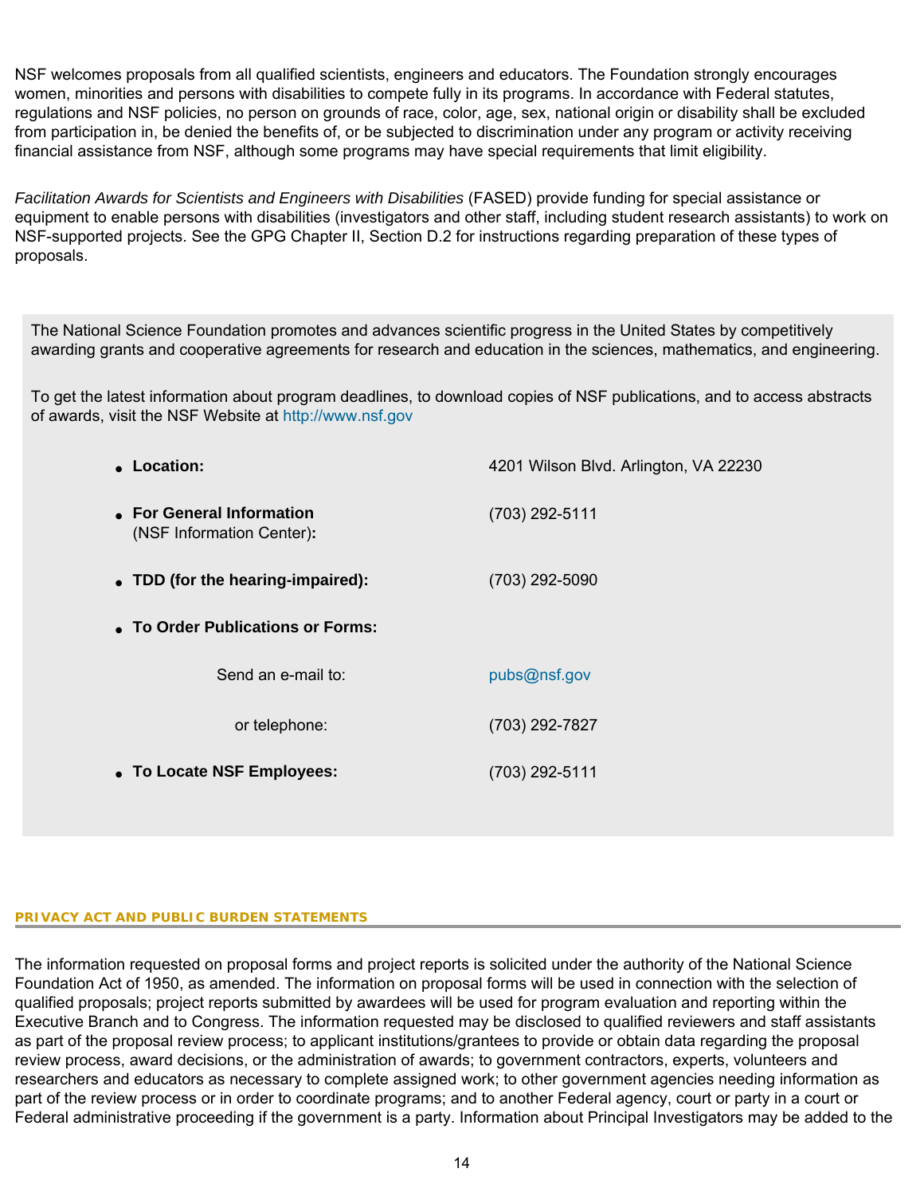NSF welcomes proposals from all qualified scientists, engineers and educators. The Foundation strongly encourages women, minorities and persons with disabilities to compete fully in its programs. In accordance with Federal statutes, regulations and NSF policies, no person on grounds of race, color, age, sex, national origin or disability shall be excluded from participation in, be denied the benefits of, or be subjected to discrimination under any program or activity receiving financial assistance from NSF, although some programs may have special requirements that limit eligibility.

*Facilitation Awards for Scientists and Engineers with Disabilities* (FASED) provide funding for special assistance or equipment to enable persons with disabilities (investigators and other staff, including student research assistants) to work on NSF-supported projects. See the GPG Chapter II, Section D.2 for instructions regarding preparation of these types of proposals.

The National Science Foundation promotes and advances scientific progress in the United States by competitively awarding grants and cooperative agreements for research and education in the sciences, mathematics, and engineering.

To get the latest information about program deadlines, to download copies of NSF publications, and to access abstracts of awards, visit the NSF Website at http://www.nsf.gov

- **Location:** 4201 Wilson Blvd. Arlington, VA 22230
- **For General Information** (NSF Information Center)**:** (703) 292-5111
- **TDD (for the hearing-impaired):** (703) 292-5090
- **To Order Publications or Forms:**
  - Send an e-mail to: pubs@nsf.gov
  - or telephone: (703) 292-7827
- **To Locate NSF Employees:** (703) 292-5111

## PRIVACY ACT AND PUBLIC BURDEN STATEMENTS

The information requested on proposal forms and project reports is solicited under the authority of the National Science Foundation Act of 1950, as amended. The information on proposal forms will be used in connection with the selection of qualified proposals; project reports submitted by awardees will be used for program evaluation and reporting within the Executive Branch and to Congress. The information requested may be disclosed to qualified reviewers and staff assistants as part of the proposal review process; to applicant institutions/grantees to provide or obtain data regarding the proposal review process, award decisions, or the administration of awards; to government contractors, experts, volunteers and researchers and educators as necessary to complete assigned work; to other government agencies needing information as part of the review process or in order to coordinate programs; and to another Federal agency, court or party in a court or Federal administrative proceeding if the government is a party. Information about Principal Investigators may be added to the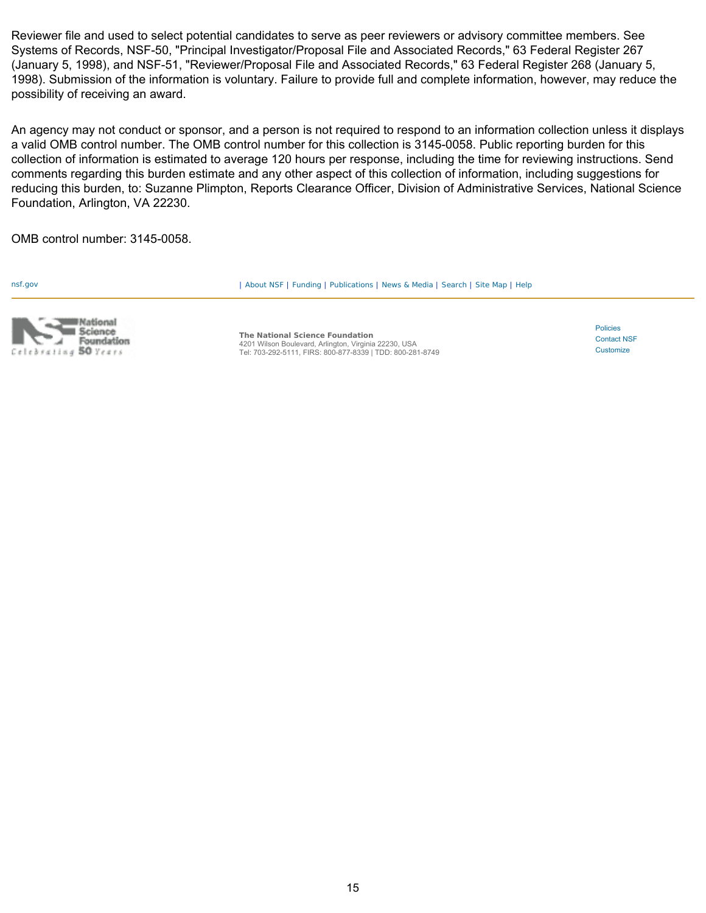Reviewer file and used to select potential candidates to serve as peer reviewers or advisory committee members. See Systems of Records, NSF-50, "Principal Investigator/Proposal File and Associated Records," 63 Federal Register 267 (January 5, 1998), and NSF-51, "Reviewer/Proposal File and Associated Records," 63 Federal Register 268 (January 5, 1998). Submission of the information is voluntary. Failure to provide full and complete information, however, may reduce the possibility of receiving an award.

An agency may not conduct or sponsor, and a person is not required to respond to an information collection unless it displays a valid OMB control number. The OMB control number for this collection is 3145-0058. Public reporting burden for this collection of information is estimated to average 120 hours per response, including the time for reviewing instructions. Send comments regarding this burden estimate and any other aspect of this collection of information, including suggestions for reducing this burden, to: Suzanne Plimpton, Reports Clearance Officer, Division of Administrative Services, National Science Foundation, Arlington, VA 22230.

OMB control number: 3145-0058.

nsf.gov | About NSF | Funding | Publications | News & Media | Search | Site Map | Help

**The National Science Foundation**
4201 Wilson Boulevard, Arlington, Virginia 22230, USA
Tel: 703-292-5111, FIRS: 800-877-8339 | TDD: 800-281-8749

Policies
Contact NSF
Customize